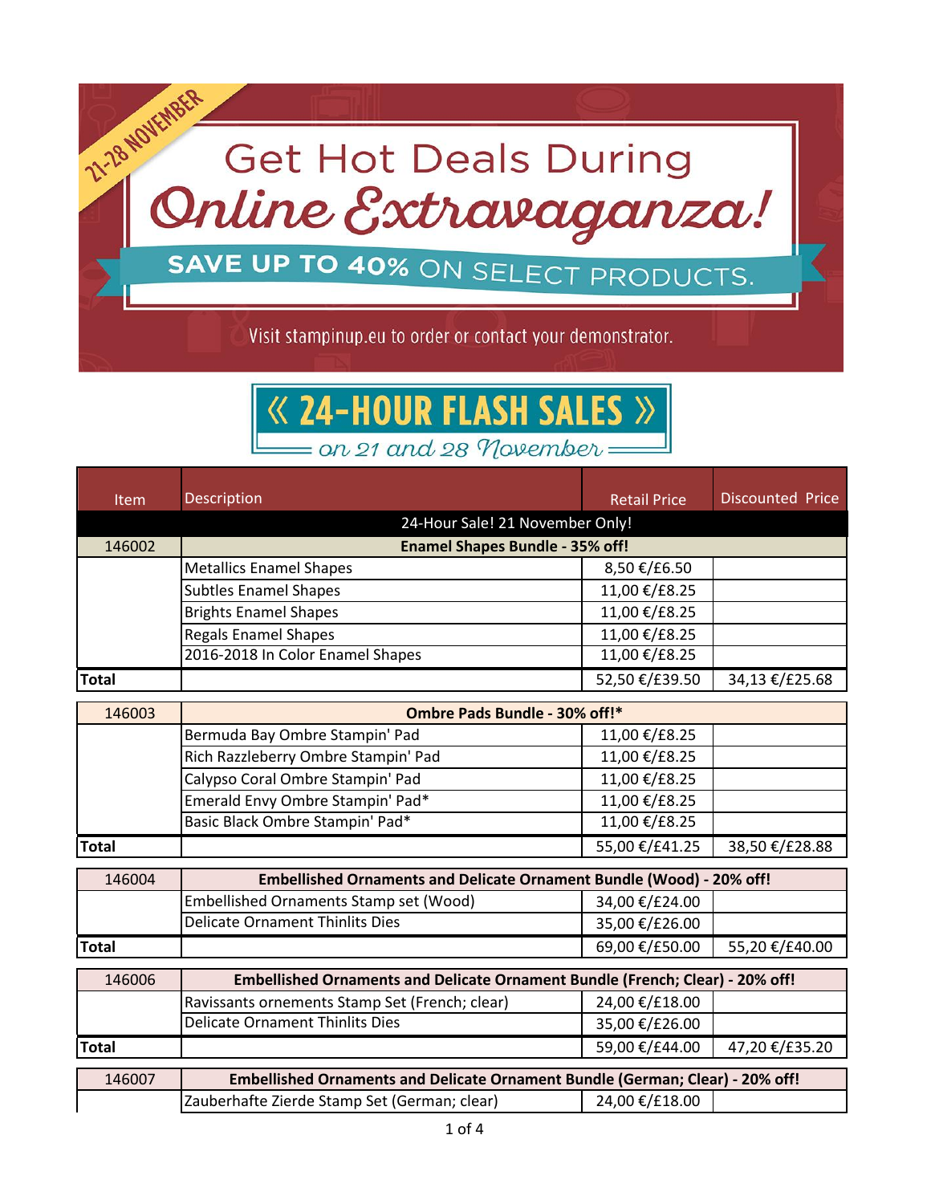21-28 NOVEMBER

# Get Hot Deals During Online Extravaganza!

**SAVE UP TO 40% ON SELECT PRODUCTS.**

Visit stampinup.eu to order or contact your demonstrator.

## « 24-HOUR FLASH SALES »

*on 21 and 28 November*

| Item | Description | Retail Price | Discounted Price |
|---|---|---|---|
| | 24-Hour Sale! 21 November Only! | | |
| 146002 | **Enamel Shapes Bundle - 35% off!** | | |
| | Metallics Enamel Shapes | 8,50 €/£6.50 | |
| | Subtles Enamel Shapes | 11,00 €/£8.25 | |
| | Brights Enamel Shapes | 11,00 €/£8.25 | |
| | Regals Enamel Shapes | 11,00 €/£8.25 | |
| | 2016-2018 In Color Enamel Shapes | 11,00 €/£8.25 | |
| **Total** | | 52,50 €/£39.50 | 34,13 €/£25.68 |
| 146003 | **Ombre Pads Bundle - 30% off!*** | | |
| | Bermuda Bay Ombre Stampin' Pad | 11,00 €/£8.25 | |
| | Rich Razzleberry Ombre Stampin' Pad | 11,00 €/£8.25 | |
| | Calypso Coral Ombre Stampin' Pad | 11,00 €/£8.25 | |
| | Emerald Envy Ombre Stampin' Pad* | 11,00 €/£8.25 | |
| | Basic Black Ombre Stampin' Pad* | 11,00 €/£8.25 | |
| **Total** | | 55,00 €/£41.25 | 38,50 €/£28.88 |
| 146004 | **Embellished Ornaments and Delicate Ornament Bundle (Wood) - 20% off!** | | |
| | Embellished Ornaments Stamp set (Wood) | 34,00 €/£24.00 | |
| | Delicate Ornament Thinlits Dies | 35,00 €/£26.00 | |
| **Total** | | 69,00 €/£50.00 | 55,20 €/£40.00 |
| 146006 | **Embellished Ornaments and Delicate Ornament Bundle (French; Clear) - 20% off!** | | |
| | Ravissants ornements Stamp Set (French; clear) | 24,00 €/£18.00 | |
| | Delicate Ornament Thinlits Dies | 35,00 €/£26.00 | |
| **Total** | | 59,00 €/£44.00 | 47,20 €/£35.20 |
| 146007 | **Embellished Ornaments and Delicate Ornament Bundle (German; Clear) - 20% off!** | | |
| | Zauberhafte Zierde Stamp Set (German; clear) | 24,00 €/£18.00 | |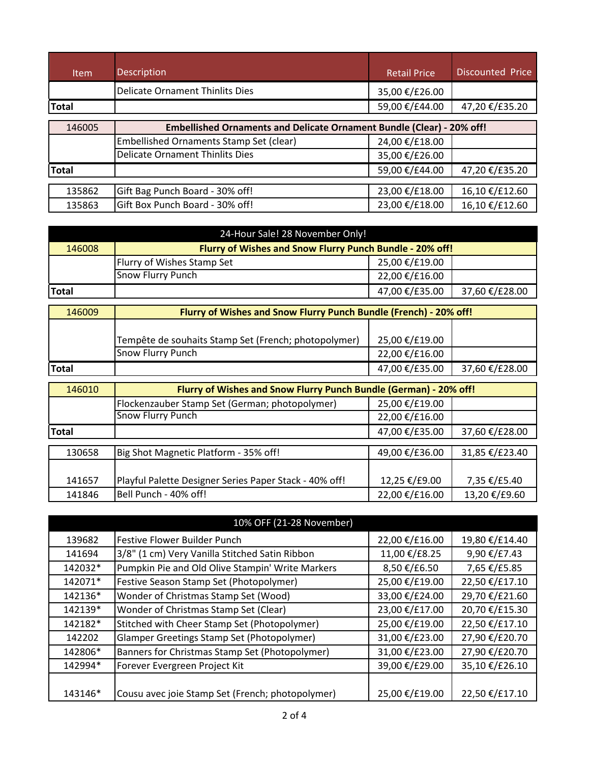| Item | Description | Retail Price | Discounted Price |
|---|---|---|---|
| | Delicate Ornament Thinlits Dies | 35,00 €/£26.00 | |
| **Total** | | 59,00 €/£44.00 | 47,20 €/£35.20 |

| 146005 | **Embellished Ornaments and Delicate Ornament Bundle (Clear) - 20% off!** | | |
|---|---|---|---|
| | Embellished Ornaments Stamp Set (clear) | 24,00 €/£18.00 | |
| | Delicate Ornament Thinlits Dies | 35,00 €/£26.00 | |
| **Total** | | 59,00 €/£44.00 | 47,20 €/£35.20 |

| | | | |
|---|---|---|---|
| 135862 | Gift Bag Punch Board - 30% off! | 23,00 €/£18.00 | 16,10 €/£12.60 |
| 135863 | Gift Box Punch Board - 30% off! | 23,00 €/£18.00 | 16,10 €/£12.60 |

| 24-Hour Sale! 28 November Only! | | | |
|---|---|---|---|
| 146008 | **Flurry of Wishes and Snow Flurry Punch Bundle - 20% off!** | | |
| | Flurry of Wishes Stamp Set | 25,00 €/£19.00 | |
| | Snow Flurry Punch | 22,00 €/£16.00 | |
| **Total** | | 47,00 €/£35.00 | 37,60 €/£28.00 |

| 146009 | **Flurry of Wishes and Snow Flurry Punch Bundle (French) - 20% off!** | | |
|---|---|---|---|
| | Tempête de souhaits Stamp Set (French; photopolymer) | 25,00 €/£19.00 | |
| | Snow Flurry Punch | 22,00 €/£16.00 | |
| **Total** | | 47,00 €/£35.00 | 37,60 €/£28.00 |

| 146010 | **Flurry of Wishes and Snow Flurry Punch Bundle (German) - 20% off!** | | |
|---|---|---|---|
| | Flockenzauber Stamp Set (German; photopolymer) | 25,00 €/£19.00 | |
| | Snow Flurry Punch | 22,00 €/£16.00 | |
| **Total** | | 47,00 €/£35.00 | 37,60 €/£28.00 |

| | | | |
|---|---|---|---|
| 130658 | Big Shot Magnetic Platform - 35% off! | 49,00 €/£36.00 | 31,85 €/£23.40 |
| 141657 | Playful Palette Designer Series Paper Stack - 40% off! | 12,25 €/£9.00 | 7,35 €/£5.40 |
| 141846 | Bell Punch - 40% off! | 22,00 €/£16.00 | 13,20 €/£9.60 |

| 10% OFF (21-28 November) | | | |
|---|---|---|---|
| 139682 | Festive Flower Builder Punch | 22,00 €/£16.00 | 19,80 €/£14.40 |
| 141694 | 3/8" (1 cm) Very Vanilla Stitched Satin Ribbon | 11,00 €/£8.25 | 9,90 €/£7.43 |
| 142032* | Pumpkin Pie and Old Olive Stampin' Write Markers | 8,50 €/£6.50 | 7,65 €/£5.85 |
| 142071* | Festive Season Stamp Set (Photopolymer) | 25,00 €/£19.00 | 22,50 €/£17.10 |
| 142136* | Wonder of Christmas Stamp Set (Wood) | 33,00 €/£24.00 | 29,70 €/£21.60 |
| 142139* | Wonder of Christmas Stamp Set (Clear) | 23,00 €/£17.00 | 20,70 €/£15.30 |
| 142182* | Stitched with Cheer Stamp Set (Photopolymer) | 25,00 €/£19.00 | 22,50 €/£17.10 |
| 142202 | Glamper Greetings Stamp Set (Photopolymer) | 31,00 €/£23.00 | 27,90 €/£20.70 |
| 142806* | Banners for Christmas Stamp Set (Photopolymer) | 31,00 €/£23.00 | 27,90 €/£20.70 |
| 142994* | Forever Evergreen Project Kit | 39,00 €/£29.00 | 35,10 €/£26.10 |
| 143146* | Cousu avec joie Stamp Set (French; photopolymer) | 25,00 €/£19.00 | 22,50 €/£17.10 |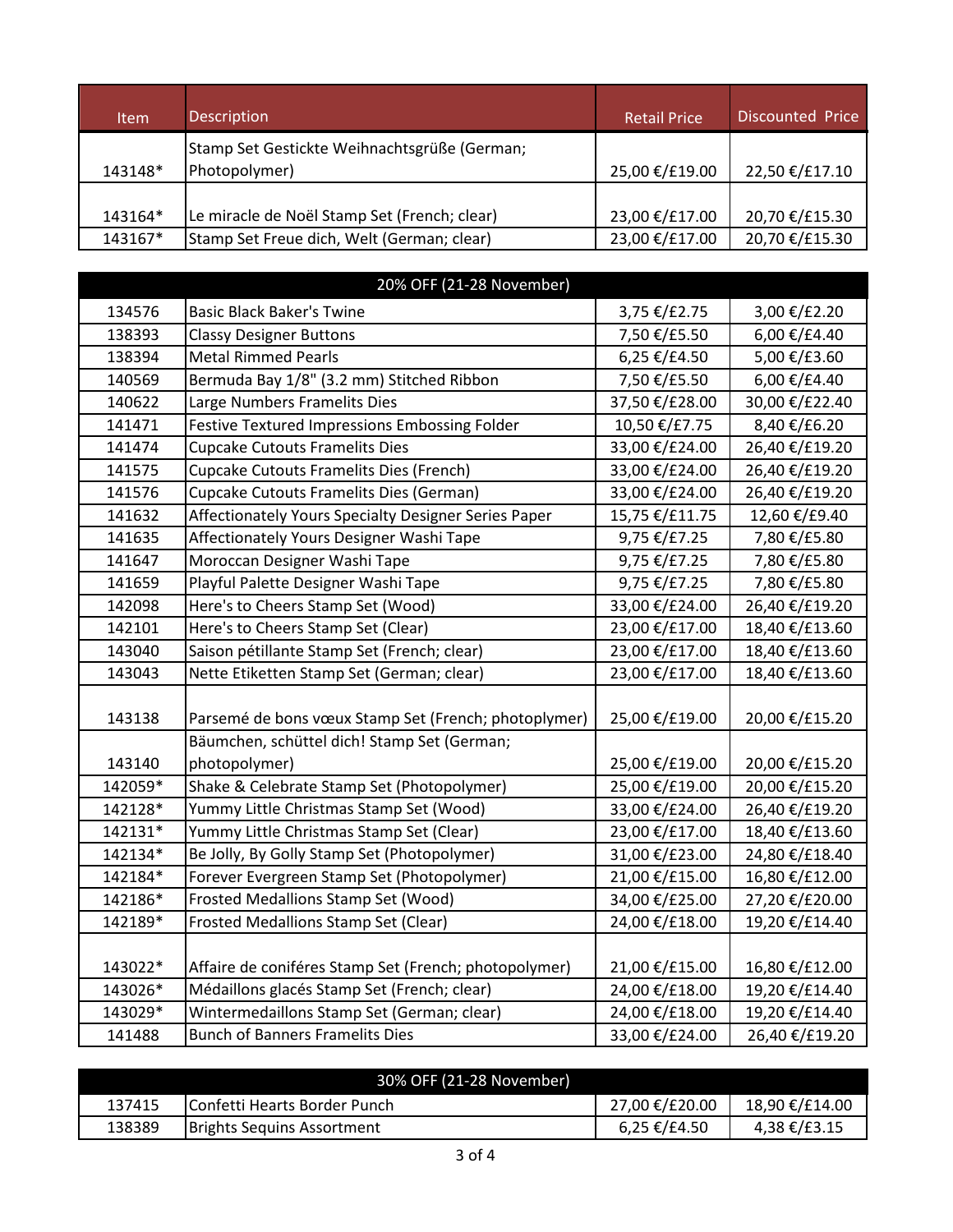| Item | Description | Retail Price | Discounted Price |
| --- | --- | --- | --- |
| 143148* | Stamp Set Gestickte Weihnachtsgrüße (German; Photopolymer) | 25,00 €/£19.00 | 22,50 €/£17.10 |
| 143164* | Le miracle de Noël Stamp Set (French; clear) | 23,00 €/£17.00 | 20,70 €/£15.30 |
| 143167* | Stamp Set Freue dich, Welt (German; clear) | 23,00 €/£17.00 | 20,70 €/£15.30 |

| 20% OFF (21-28 November) | | | |
| --- | --- | --- | --- |
| 134576 | Basic Black Baker's Twine | 3,75 €/£2.75 | 3,00 €/£2.20 |
| 138393 | Classy Designer Buttons | 7,50 €/£5.50 | 6,00 €/£4.40 |
| 138394 | Metal Rimmed Pearls | 6,25 €/£4.50 | 5,00 €/£3.60 |
| 140569 | Bermuda Bay 1/8" (3.2 mm) Stitched Ribbon | 7,50 €/£5.50 | 6,00 €/£4.40 |
| 140622 | Large Numbers Framelits Dies | 37,50 €/£28.00 | 30,00 €/£22.40 |
| 141471 | Festive Textured Impressions Embossing Folder | 10,50 €/£7.75 | 8,40 €/£6.20 |
| 141474 | Cupcake Cutouts Framelits Dies | 33,00 €/£24.00 | 26,40 €/£19.20 |
| 141575 | Cupcake Cutouts Framelits Dies (French) | 33,00 €/£24.00 | 26,40 €/£19.20 |
| 141576 | Cupcake Cutouts Framelits Dies (German) | 33,00 €/£24.00 | 26,40 €/£19.20 |
| 141632 | Affectionately Yours Specialty Designer Series Paper | 15,75 €/£11.75 | 12,60 €/£9.40 |
| 141635 | Affectionately Yours Designer Washi Tape | 9,75 €/£7.25 | 7,80 €/£5.80 |
| 141647 | Moroccan Designer Washi Tape | 9,75 €/£7.25 | 7,80 €/£5.80 |
| 141659 | Playful Palette Designer Washi Tape | 9,75 €/£7.25 | 7,80 €/£5.80 |
| 142098 | Here's to Cheers Stamp Set (Wood) | 33,00 €/£24.00 | 26,40 €/£19.20 |
| 142101 | Here's to Cheers Stamp Set (Clear) | 23,00 €/£17.00 | 18,40 €/£13.60 |
| 143040 | Saison pétillante Stamp Set (French; clear) | 23,00 €/£17.00 | 18,40 €/£13.60 |
| 143043 | Nette Etiketten Stamp Set (German; clear) | 23,00 €/£17.00 | 18,40 €/£13.60 |
| 143138 | Parsemé de bons vœux Stamp Set (French; photoplymer) | 25,00 €/£19.00 | 20,00 €/£15.20 |
| 143140 | Bäumchen, schüttel dich! Stamp Set (German; photopolymer) | 25,00 €/£19.00 | 20,00 €/£15.20 |
| 142059* | Shake & Celebrate Stamp Set (Photopolymer) | 25,00 €/£19.00 | 20,00 €/£15.20 |
| 142128* | Yummy Little Christmas Stamp Set (Wood) | 33,00 €/£24.00 | 26,40 €/£19.20 |
| 142131* | Yummy Little Christmas Stamp Set (Clear) | 23,00 €/£17.00 | 18,40 €/£13.60 |
| 142134* | Be Jolly, By Golly Stamp Set (Photopolymer) | 31,00 €/£23.00 | 24,80 €/£18.40 |
| 142184* | Forever Evergreen Stamp Set (Photopolymer) | 21,00 €/£15.00 | 16,80 €/£12.00 |
| 142186* | Frosted Medallions Stamp Set (Wood) | 34,00 €/£25.00 | 27,20 €/£20.00 |
| 142189* | Frosted Medallions Stamp Set (Clear) | 24,00 €/£18.00 | 19,20 €/£14.40 |
| 143022* | Affaire de coniféres Stamp Set (French; photopolymer) | 21,00 €/£15.00 | 16,80 €/£12.00 |
| 143026* | Médaillons glacés Stamp Set (French; clear) | 24,00 €/£18.00 | 19,20 €/£14.40 |
| 143029* | Wintermedaillons Stamp Set (German; clear) | 24,00 €/£18.00 | 19,20 €/£14.40 |
| 141488 | Bunch of Banners Framelits Dies | 33,00 €/£24.00 | 26,40 €/£19.20 |

| 30% OFF (21-28 November) | | | |
| --- | --- | --- | --- |
| 137415 | Confetti Hearts Border Punch | 27,00 €/£20.00 | 18,90 €/£14.00 |
| 138389 | Brights Sequins Assortment | 6,25 €/£4.50 | 4,38 €/£3.15 |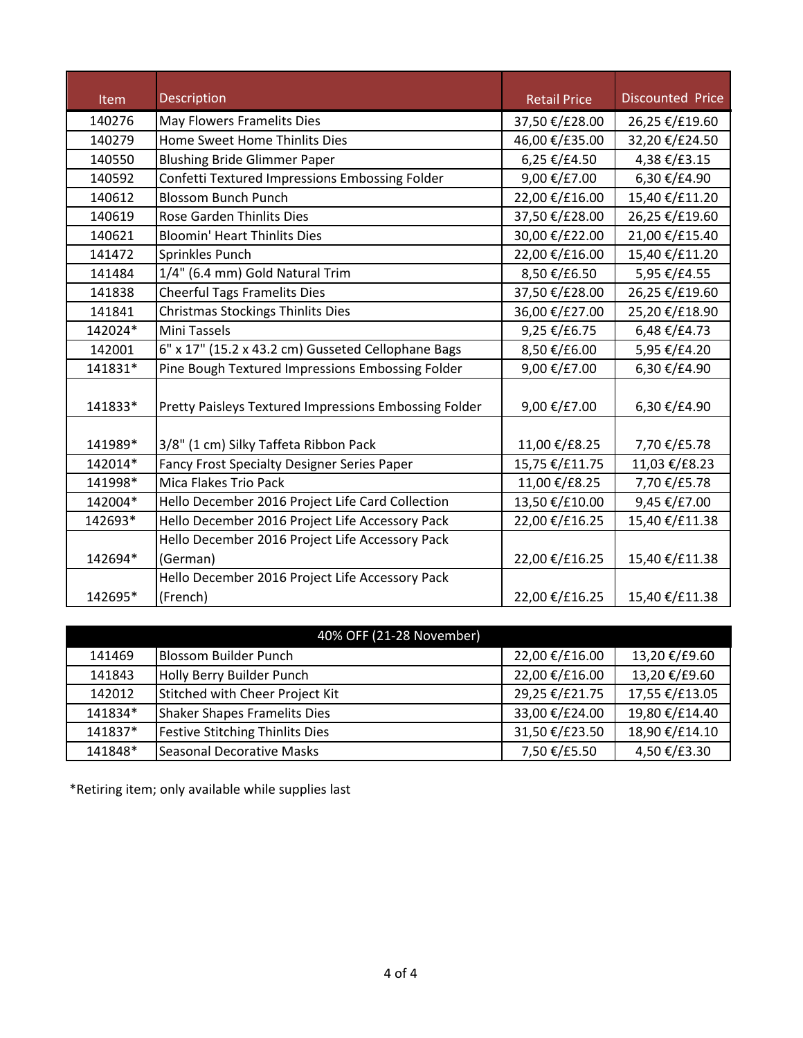| Item | Description | Retail Price | Discounted Price |
|---|---|---|---|
| 140276 | May Flowers Framelits Dies | 37,50 €/£28.00 | 26,25 €/£19.60 |
| 140279 | Home Sweet Home Thinlits Dies | 46,00 €/£35.00 | 32,20 €/£24.50 |
| 140550 | Blushing Bride Glimmer Paper | 6,25 €/£4.50 | 4,38 €/£3.15 |
| 140592 | Confetti Textured Impressions Embossing Folder | 9,00 €/£7.00 | 6,30 €/£4.90 |
| 140612 | Blossom Bunch Punch | 22,00 €/£16.00 | 15,40 €/£11.20 |
| 140619 | Rose Garden Thinlits Dies | 37,50 €/£28.00 | 26,25 €/£19.60 |
| 140621 | Bloomin' Heart Thinlits Dies | 30,00 €/£22.00 | 21,00 €/£15.40 |
| 141472 | Sprinkles Punch | 22,00 €/£16.00 | 15,40 €/£11.20 |
| 141484 | 1/4" (6.4 mm) Gold Natural Trim | 8,50 €/£6.50 | 5,95 €/£4.55 |
| 141838 | Cheerful Tags Framelits Dies | 37,50 €/£28.00 | 26,25 €/£19.60 |
| 141841 | Christmas Stockings Thinlits Dies | 36,00 €/£27.00 | 25,20 €/£18.90 |
| 142024* | Mini Tassels | 9,25 €/£6.75 | 6,48 €/£4.73 |
| 142001 | 6" x 17" (15.2 x 43.2 cm) Gusseted Cellophane Bags | 8,50 €/£6.00 | 5,95 €/£4.20 |
| 141831* | Pine Bough Textured Impressions Embossing Folder | 9,00 €/£7.00 | 6,30 €/£4.90 |
| 141833* | Pretty Paisleys Textured Impressions Embossing Folder | 9,00 €/£7.00 | 6,30 €/£4.90 |
| 141989* | 3/8" (1 cm) Silky Taffeta Ribbon Pack | 11,00 €/£8.25 | 7,70 €/£5.78 |
| 142014* | Fancy Frost Specialty Designer Series Paper | 15,75 €/£11.75 | 11,03 €/£8.23 |
| 141998* | Mica Flakes Trio Pack | 11,00 €/£8.25 | 7,70 €/£5.78 |
| 142004* | Hello December 2016 Project Life Card Collection | 13,50 €/£10.00 | 9,45 €/£7.00 |
| 142693* | Hello December 2016 Project Life Accessory Pack | 22,00 €/£16.25 | 15,40 €/£11.38 |
| 142694* | Hello December 2016 Project Life Accessory Pack (German) | 22,00 €/£16.25 | 15,40 €/£11.38 |
| 142695* | Hello December 2016 Project Life Accessory Pack (French) | 22,00 €/£16.25 | 15,40 €/£11.38 |

| 40% OFF (21-28 November) | | | |
|---|---|---|---|
| 141469 | Blossom Builder Punch | 22,00 €/£16.00 | 13,20 €/£9.60 |
| 141843 | Holly Berry Builder Punch | 22,00 €/£16.00 | 13,20 €/£9.60 |
| 142012 | Stitched with Cheer Project Kit | 29,25 €/£21.75 | 17,55 €/£13.05 |
| 141834* | Shaker Shapes Framelits Dies | 33,00 €/£24.00 | 19,80 €/£14.40 |
| 141837* | Festive Stitching Thinlits Dies | 31,50 €/£23.50 | 18,90 €/£14.10 |
| 141848* | Seasonal Decorative Masks | 7,50 €/£5.50 | 4,50 €/£3.30 |

*Retiring item; only available while supplies last